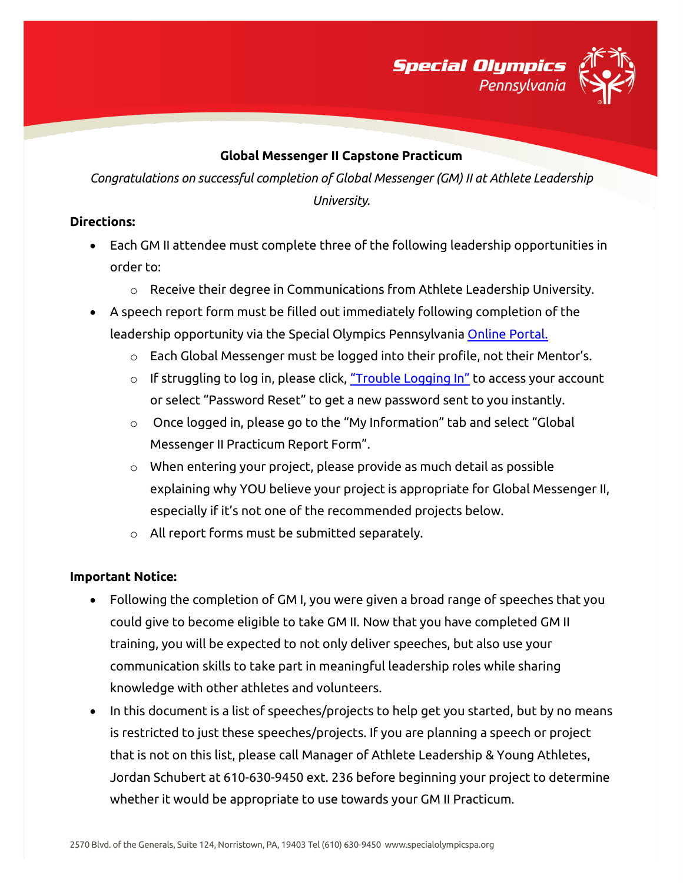## Global Messenger II Capstone Practicum

*Congratulations on successful completion of Global Messenger (GM) II at Athlete Leadership University.*

**Directions:**

- Each GM II attendee must complete three of the following leadership opportunities in order to:
  - Receive their degree in Communications from Athlete Leadership University.
- A speech report form must be filled out immediately following completion of the leadership opportunity via the Special Olympics Pennsylvania Online Portal.
  - Each Global Messenger must be logged into their profile, not their Mentor's.
  - If struggling to log in, please click, "Trouble Logging In" to access your account or select "Password Reset" to get a new password sent to you instantly.
  - Once logged in, please go to the "My Information" tab and select "Global Messenger II Practicum Report Form".
  - When entering your project, please provide as much detail as possible explaining why YOU believe your project is appropriate for Global Messenger II, especially if it's not one of the recommended projects below.
  - All report forms must be submitted separately.

**Important Notice:**

- Following the completion of GM I, you were given a broad range of speeches that you could give to become eligible to take GM II. Now that you have completed GM II training, you will be expected to not only deliver speeches, but also use your communication skills to take part in meaningful leadership roles while sharing knowledge with other athletes and volunteers.
- In this document is a list of speeches/projects to help get you started, but by no means is restricted to just these speeches/projects. If you are planning a speech or project that is not on this list, please call Manager of Athlete Leadership & Young Athletes, Jordan Schubert at 610-630-9450 ext. 236 before beginning your project to determine whether it would be appropriate to use towards your GM II Practicum.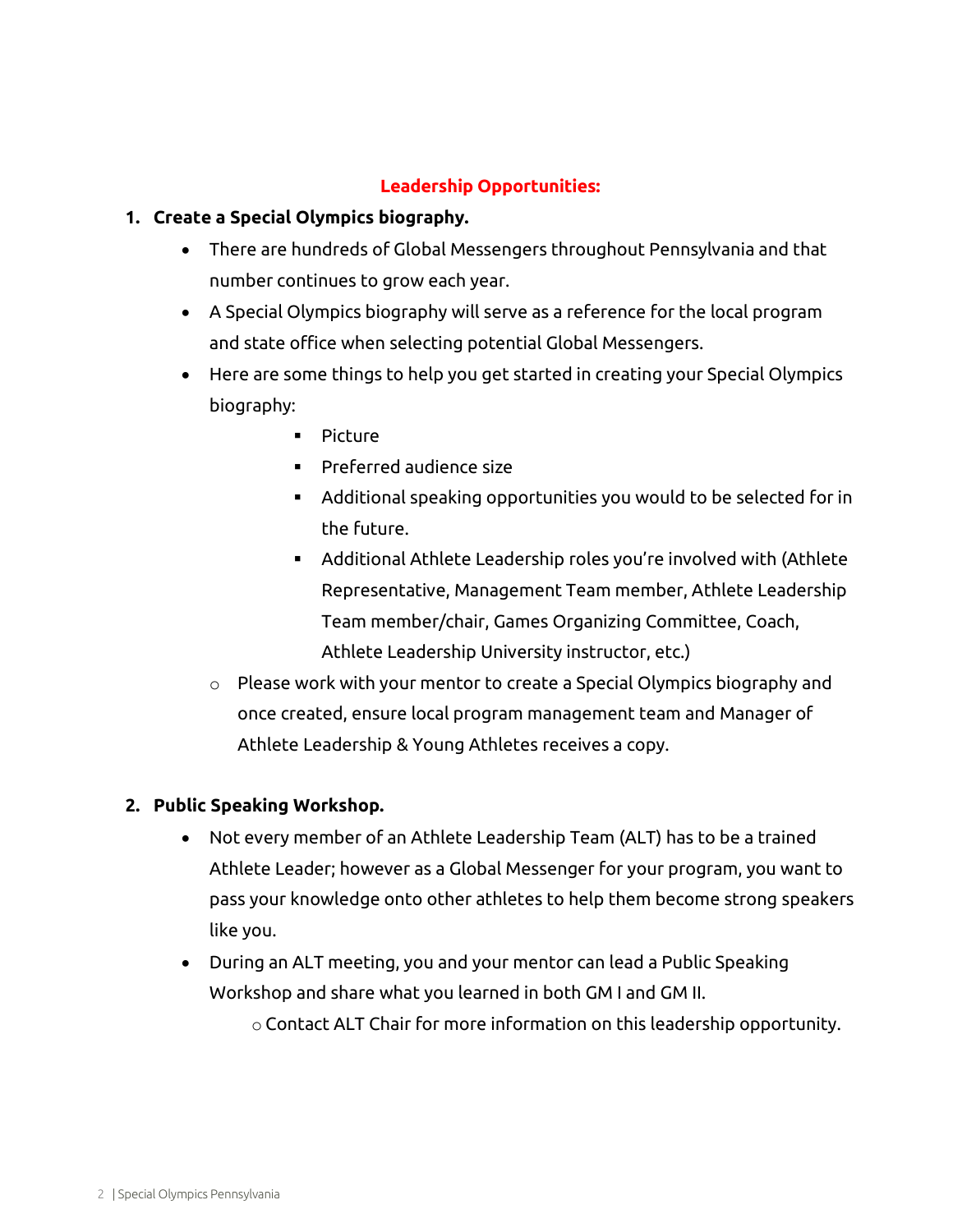## Leadership Opportunities:

1. **Create a Special Olympics biography.**
   - There are hundreds of Global Messengers throughout Pennsylvania and that number continues to grow each year.
   - A Special Olympics biography will serve as a reference for the local program and state office when selecting potential Global Messengers.
   - Here are some things to help you get started in creating your Special Olympics biography:
     - Picture
     - Preferred audience size
     - Additional speaking opportunities you would to be selected for in the future.
     - Additional Athlete Leadership roles you're involved with (Athlete Representative, Management Team member, Athlete Leadership Team member/chair, Games Organizing Committee, Coach, Athlete Leadership University instructor, etc.)
   - Please work with your mentor to create a Special Olympics biography and once created, ensure local program management team and Manager of Athlete Leadership & Young Athletes receives a copy.

2. **Public Speaking Workshop.**
   - Not every member of an Athlete Leadership Team (ALT) has to be a trained Athlete Leader; however as a Global Messenger for your program, you want to pass your knowledge onto other athletes to help them become strong speakers like you.
   - During an ALT meeting, you and your mentor can lead a Public Speaking Workshop and share what you learned in both GM I and GM II.
     - Contact ALT Chair for more information on this leadership opportunity.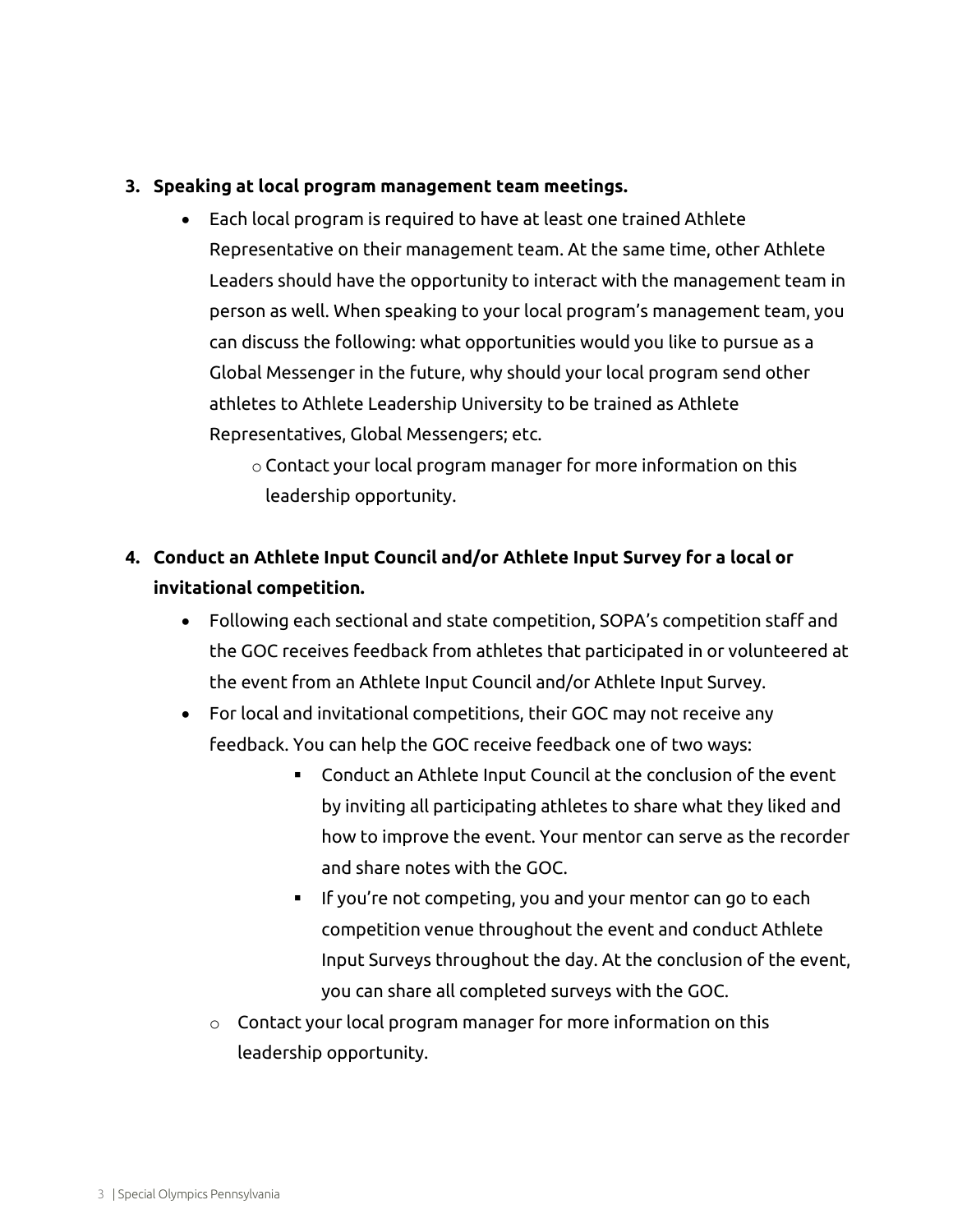3. **Speaking at local program management team meetings.**
    - Each local program is required to have at least one trained Athlete Representative on their management team. At the same time, other Athlete Leaders should have the opportunity to interact with the management team in person as well. When speaking to your local program's management team, you can discuss the following: what opportunities would you like to pursue as a Global Messenger in the future, why should your local program send other athletes to Athlete Leadership University to be trained as Athlete Representatives, Global Messengers; etc.
        - Contact your local program manager for more information on this leadership opportunity.

4. **Conduct an Athlete Input Council and/or Athlete Input Survey for a local or invitational competition.**
    - Following each sectional and state competition, SOPA's competition staff and the GOC receives feedback from athletes that participated in or volunteered at the event from an Athlete Input Council and/or Athlete Input Survey.
    - For local and invitational competitions, their GOC may not receive any feedback. You can help the GOC receive feedback one of two ways:
        - Conduct an Athlete Input Council at the conclusion of the event by inviting all participating athletes to share what they liked and how to improve the event. Your mentor can serve as the recorder and share notes with the GOC.
        - If you're not competing, you and your mentor can go to each competition venue throughout the event and conduct Athlete Input Surveys throughout the day. At the conclusion of the event, you can share all completed surveys with the GOC.
    - Contact your local program manager for more information on this leadership opportunity.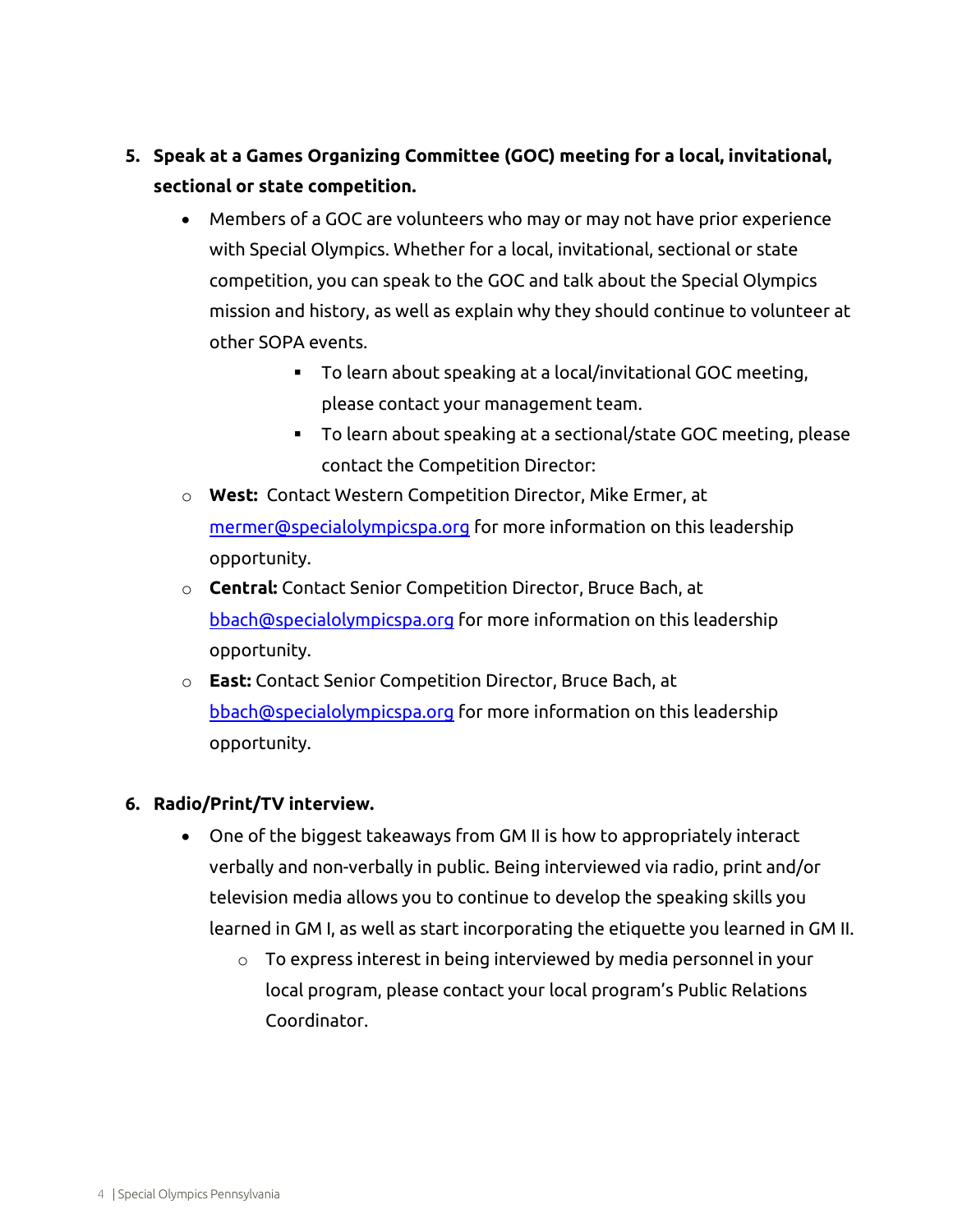5. **Speak at a Games Organizing Committee (GOC) meeting for a local, invitational, sectional or state competition.**
    - Members of a GOC are volunteers who may or may not have prior experience with Special Olympics. Whether for a local, invitational, sectional or state competition, you can speak to the GOC and talk about the Special Olympics mission and history, as well as explain why they should continue to volunteer at other SOPA events.
        - To learn about speaking at a local/invitational GOC meeting, please contact your management team.
        - To learn about speaking at a sectional/state GOC meeting, please contact the Competition Director:
    - **West:** Contact Western Competition Director, Mike Ermer, at mermer@specialolympicspa.org for more information on this leadership opportunity.
    - **Central:** Contact Senior Competition Director, Bruce Bach, at bbach@specialolympicspa.org for more information on this leadership opportunity.
    - **East:** Contact Senior Competition Director, Bruce Bach, at bbach@specialolympicspa.org for more information on this leadership opportunity.

6. **Radio/Print/TV interview.**
    - One of the biggest takeaways from GM II is how to appropriately interact verbally and non-verbally in public. Being interviewed via radio, print and/or television media allows you to continue to develop the speaking skills you learned in GM I, as well as start incorporating the etiquette you learned in GM II.
        - To express interest in being interviewed by media personnel in your local program, please contact your local program's Public Relations Coordinator.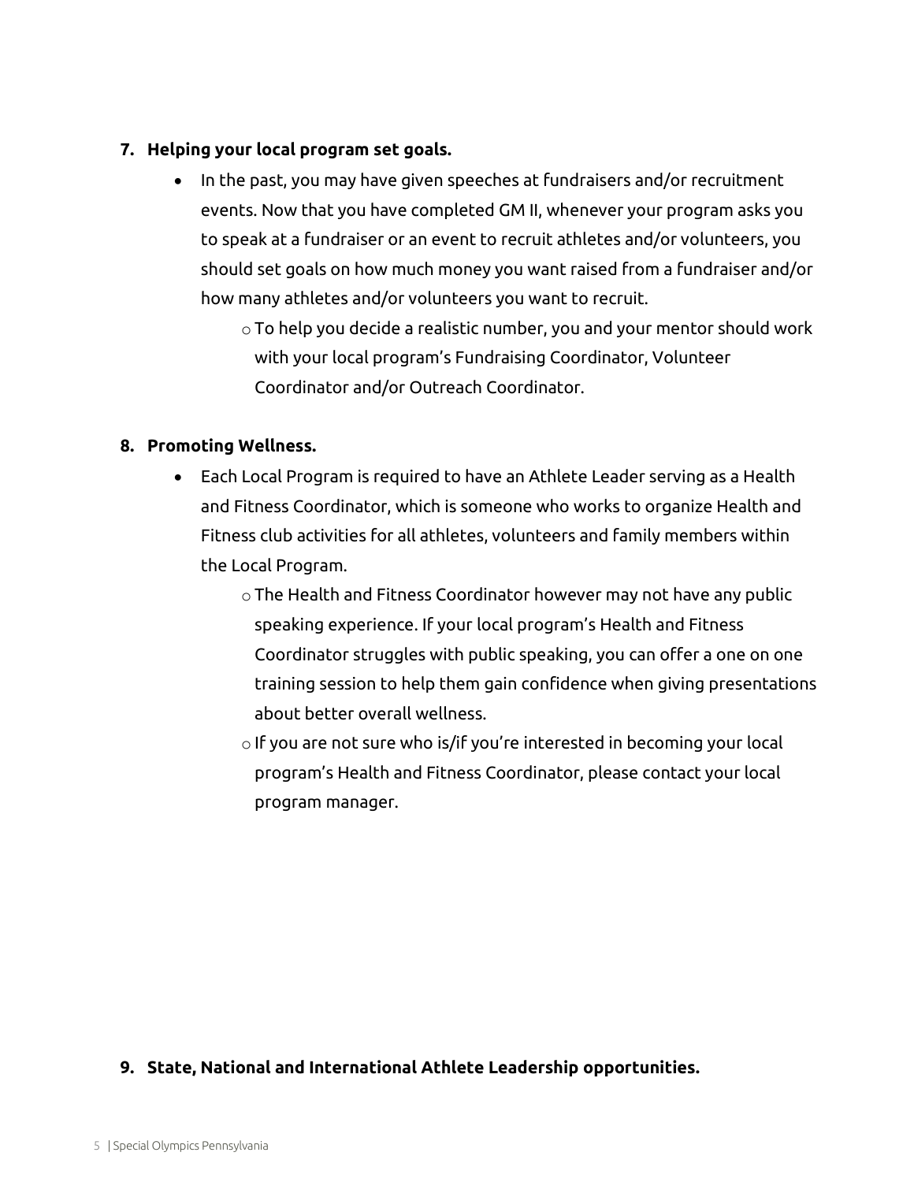7. **Helping your local program set goals.**
    - In the past, you may have given speeches at fundraisers and/or recruitment events. Now that you have completed GM II, whenever your program asks you to speak at a fundraiser or an event to recruit athletes and/or volunteers, you should set goals on how much money you want raised from a fundraiser and/or how many athletes and/or volunteers you want to recruit.
        - To help you decide a realistic number, you and your mentor should work with your local program's Fundraising Coordinator, Volunteer Coordinator and/or Outreach Coordinator.

8. **Promoting Wellness.**
    - Each Local Program is required to have an Athlete Leader serving as a Health and Fitness Coordinator, which is someone who works to organize Health and Fitness club activities for all athletes, volunteers and family members within the Local Program.
        - The Health and Fitness Coordinator however may not have any public speaking experience. If your local program's Health and Fitness Coordinator struggles with public speaking, you can offer a one on one training session to help them gain confidence when giving presentations about better overall wellness.
        - If you are not sure who is/if you're interested in becoming your local program's Health and Fitness Coordinator, please contact your local program manager.

9. **State, National and International Athlete Leadership opportunities.**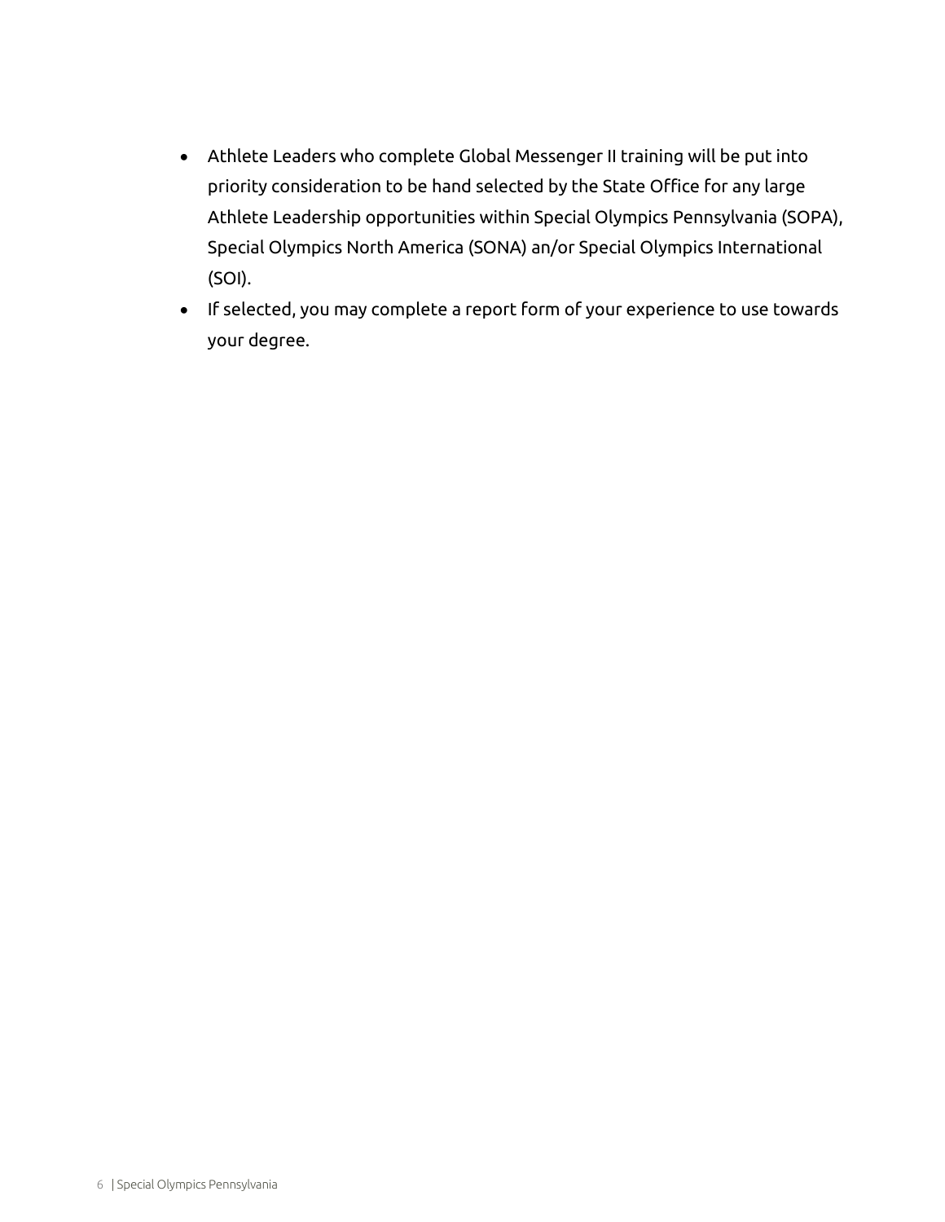- Athlete Leaders who complete Global Messenger II training will be put into priority consideration to be hand selected by the State Office for any large Athlete Leadership opportunities within Special Olympics Pennsylvania (SOPA), Special Olympics North America (SONA) an/or Special Olympics International (SOI).
- If selected, you may complete a report form of your experience to use towards your degree.